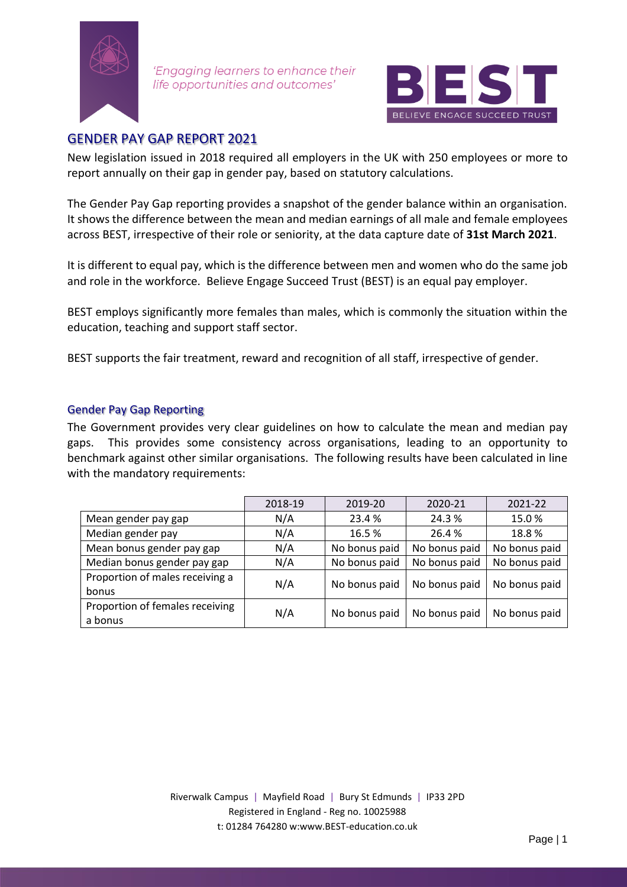*'Engaging learners to enhance their life opportunities and outcomes'*

BEST
BELIEVE ENGAGE SUCCEED TRUST

# GENDER PAY GAP REPORT 2021

New legislation issued in 2018 required all employers in the UK with 250 employees or more to report annually on their gap in gender pay, based on statutory calculations.

The Gender Pay Gap reporting provides a snapshot of the gender balance within an organisation. It shows the difference between the mean and median earnings of all male and female employees across BEST, irrespective of their role or seniority, at the data capture date of **31st March 2021**.

It is different to equal pay, which is the difference between men and women who do the same job and role in the workforce. Believe Engage Succeed Trust (BEST) is an equal pay employer.

BEST employs significantly more females than males, which is commonly the situation within the education, teaching and support staff sector.

BEST supports the fair treatment, reward and recognition of all staff, irrespective of gender.

## Gender Pay Gap Reporting

The Government provides very clear guidelines on how to calculate the mean and median pay gaps. This provides some consistency across organisations, leading to an opportunity to benchmark against other similar organisations. The following results have been calculated in line with the mandatory requirements:

| | 2018-19 | 2019-20 | 2020-21 | 2021-22 |
|---|---|---|---|---|
| Mean gender pay gap | N/A | 23.4 % | 24.3 % | 15.0 % |
| Median gender pay | N/A | 16.5 % | 26.4 % | 18.8 % |
| Mean bonus gender pay gap | N/A | No bonus paid | No bonus paid | No bonus paid |
| Median bonus gender pay gap | N/A | No bonus paid | No bonus paid | No bonus paid |
| Proportion of males receiving a bonus | N/A | No bonus paid | No bonus paid | No bonus paid |
| Proportion of females receiving a bonus | N/A | No bonus paid | No bonus paid | No bonus paid |

Riverwalk Campus | Mayfield Road | Bury St Edmunds | IP33 2PD
Registered in England - Reg no. 10025988
t: 01284 764280 w:www.BEST-education.co.uk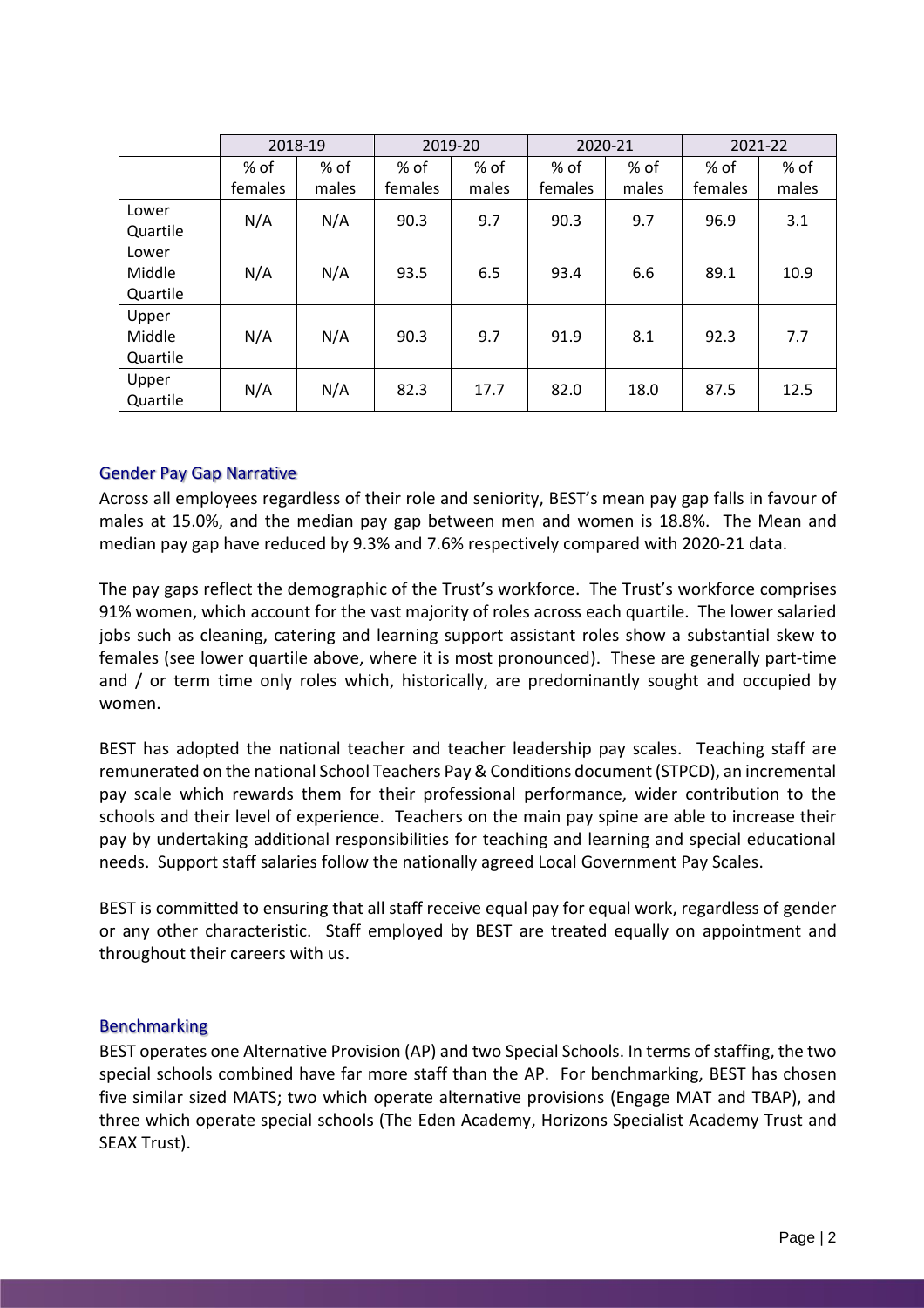| | 2018-19 | | 2019-20 | | 2020-21 | | 2021-22 | |
|---|---|---|---|---|---|---|---|---|
| | % of females | % of males | % of females | % of males | % of females | % of males | % of females | % of males |
| Lower Quartile | N/A | N/A | 90.3 | 9.7 | 90.3 | 9.7 | 96.9 | 3.1 |
| Lower Middle Quartile | N/A | N/A | 93.5 | 6.5 | 93.4 | 6.6 | 89.1 | 10.9 |
| Upper Middle Quartile | N/A | N/A | 90.3 | 9.7 | 91.9 | 8.1 | 92.3 | 7.7 |
| Upper Quartile | N/A | N/A | 82.3 | 17.7 | 82.0 | 18.0 | 87.5 | 12.5 |

## Gender Pay Gap Narrative

Across all employees regardless of their role and seniority, BEST's mean pay gap falls in favour of males at 15.0%, and the median pay gap between men and women is 18.8%. The Mean and median pay gap have reduced by 9.3% and 7.6% respectively compared with 2020-21 data.

The pay gaps reflect the demographic of the Trust's workforce. The Trust's workforce comprises 91% women, which account for the vast majority of roles across each quartile. The lower salaried jobs such as cleaning, catering and learning support assistant roles show a substantial skew to females (see lower quartile above, where it is most pronounced). These are generally part-time and / or term time only roles which, historically, are predominantly sought and occupied by women.

BEST has adopted the national teacher and teacher leadership pay scales. Teaching staff are remunerated on the national School Teachers Pay & Conditions document (STPCD), an incremental pay scale which rewards them for their professional performance, wider contribution to the schools and their level of experience. Teachers on the main pay spine are able to increase their pay by undertaking additional responsibilities for teaching and learning and special educational needs. Support staff salaries follow the nationally agreed Local Government Pay Scales.

BEST is committed to ensuring that all staff receive equal pay for equal work, regardless of gender or any other characteristic. Staff employed by BEST are treated equally on appointment and throughout their careers with us.

## Benchmarking

BEST operates one Alternative Provision (AP) and two Special Schools. In terms of staffing, the two special schools combined have far more staff than the AP. For benchmarking, BEST has chosen five similar sized MATS; two which operate alternative provisions (Engage MAT and TBAP), and three which operate special schools (The Eden Academy, Horizons Specialist Academy Trust and SEAX Trust).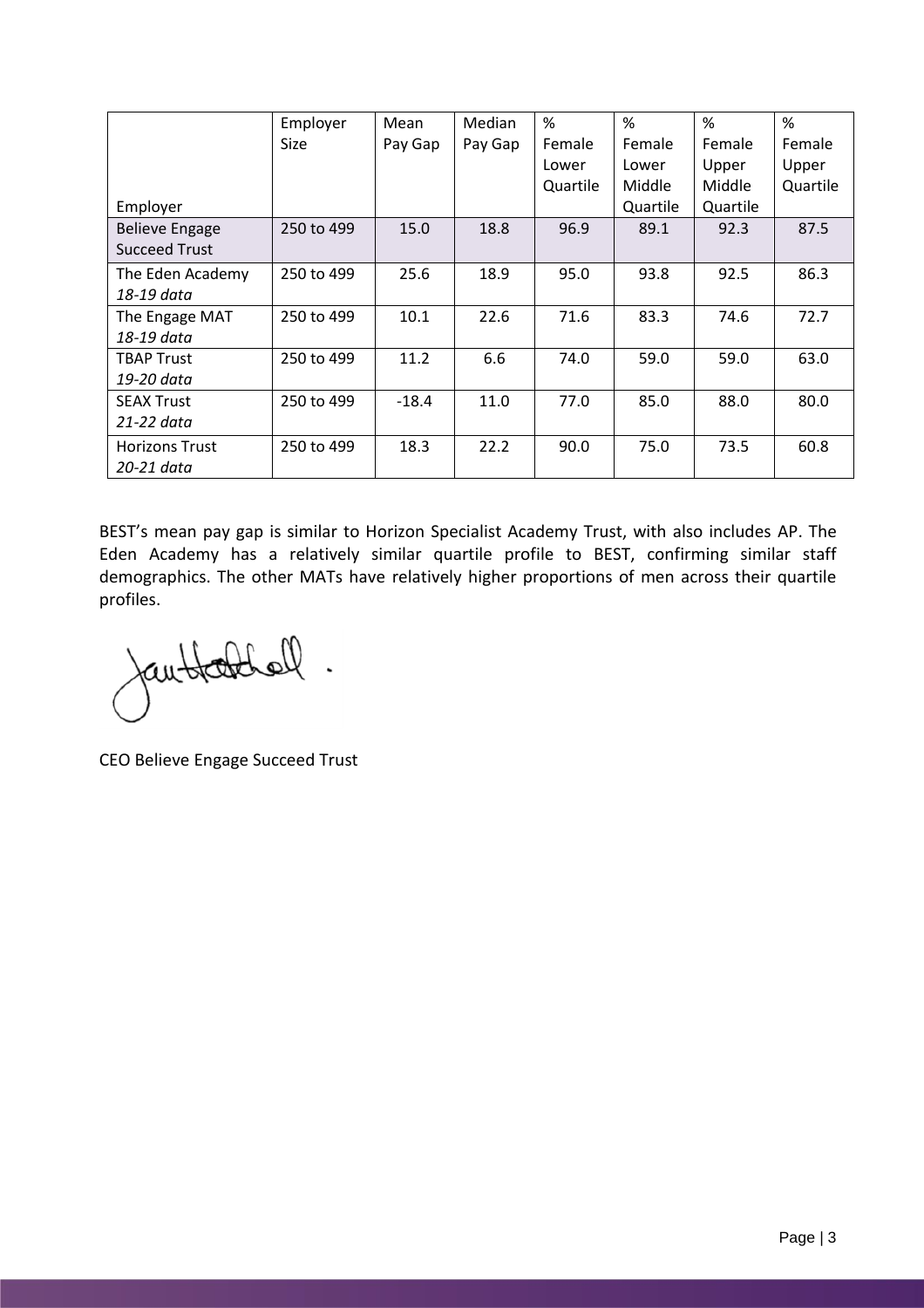| Employer | Employer Size | Mean Pay Gap | Median Pay Gap | % Female Lower Quartile | % Female Lower Middle Quartile | % Female Upper Middle Quartile | % Female Upper Quartile |
|---|---|---|---|---|---|---|---|
| Believe Engage Succeed Trust | 250 to 499 | 15.0 | 18.8 | 96.9 | 89.1 | 92.3 | 87.5 |
| The Eden Academy *18-19 data* | 250 to 499 | 25.6 | 18.9 | 95.0 | 93.8 | 92.5 | 86.3 |
| The Engage MAT *18-19 data* | 250 to 499 | 10.1 | 22.6 | 71.6 | 83.3 | 74.6 | 72.7 |
| TBAP Trust *19-20 data* | 250 to 499 | 11.2 | 6.6 | 74.0 | 59.0 | 59.0 | 63.0 |
| SEAX Trust *21-22 data* | 250 to 499 | -18.4 | 11.0 | 77.0 | 85.0 | 88.0 | 80.0 |
| Horizons Trust *20-21 data* | 250 to 499 | 18.3 | 22.2 | 90.0 | 75.0 | 73.5 | 60.8 |

BEST's mean pay gap is similar to Horizon Specialist Academy Trust, with also includes AP. The Eden Academy has a relatively similar quartile profile to BEST, confirming similar staff demographics. The other MATs have relatively higher proportions of men across their quartile profiles.

CEO Believe Engage Succeed Trust